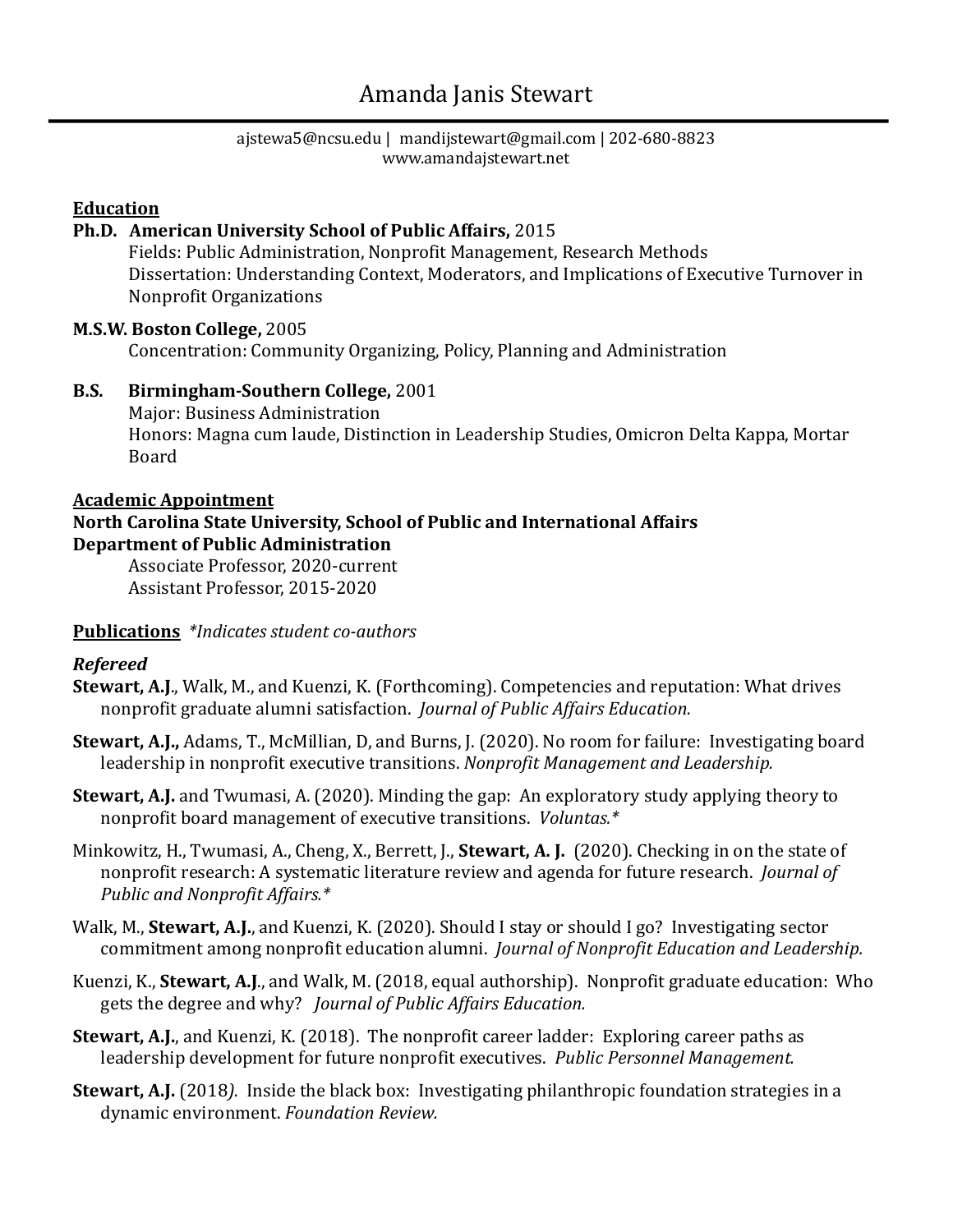# Amanda Janis Stewart

ajstewa5@ncsu.edu | mandijstewart@gmail.com | 202-680-8823
www.amandajstewart.net

## Education

**Ph.D. American University School of Public Affairs,** 2015
Fields: Public Administration, Nonprofit Management, Research Methods
Dissertation: Understanding Context, Moderators, and Implications of Executive Turnover in Nonprofit Organizations

**M.S.W. Boston College,** 2005
Concentration: Community Organizing, Policy, Planning and Administration

**B.S. Birmingham-Southern College,** 2001
Major: Business Administration
Honors: Magna cum laude, Distinction in Leadership Studies, Omicron Delta Kappa, Mortar Board

## Academic Appointment

**North Carolina State University, School of Public and International Affairs**
**Department of Public Administration**
Associate Professor, 2020-current
Assistant Professor, 2015-2020

## Publications *\*Indicates student co-authors*

### *Refereed*

**Stewart, A.J.**, Walk, M., and Kuenzi, K. (Forthcoming). Competencies and reputation: What drives nonprofit graduate alumni satisfaction. *Journal of Public Affairs Education.*

**Stewart, A.J.,** Adams, T., McMillian, D, and Burns, J. (2020). No room for failure: Investigating board leadership in nonprofit executive transitions. *Nonprofit Management and Leadership.*

**Stewart, A.J.** and Twumasi, A. (2020). Minding the gap: An exploratory study applying theory to nonprofit board management of executive transitions. *Voluntas.\**

Minkowitz, H., Twumasi, A., Cheng, X., Berrett, J., **Stewart, A. J.** (2020). Checking in on the state of nonprofit research: A systematic literature review and agenda for future research. *Journal of Public and Nonprofit Affairs.\**

Walk, M., **Stewart, A.J.**, and Kuenzi, K. (2020). Should I stay or should I go? Investigating sector commitment among nonprofit education alumni. *Journal of Nonprofit Education and Leadership.*

Kuenzi, K., **Stewart, A.J.**, and Walk, M. (2018, equal authorship). Nonprofit graduate education: Who gets the degree and why? *Journal of Public Affairs Education.*

**Stewart, A.J.**, and Kuenzi, K. (2018). The nonprofit career ladder: Exploring career paths as leadership development for future nonprofit executives. *Public Personnel Management.*

**Stewart, A.J.** (2018). Inside the black box: Investigating philanthropic foundation strategies in a dynamic environment. *Foundation Review.*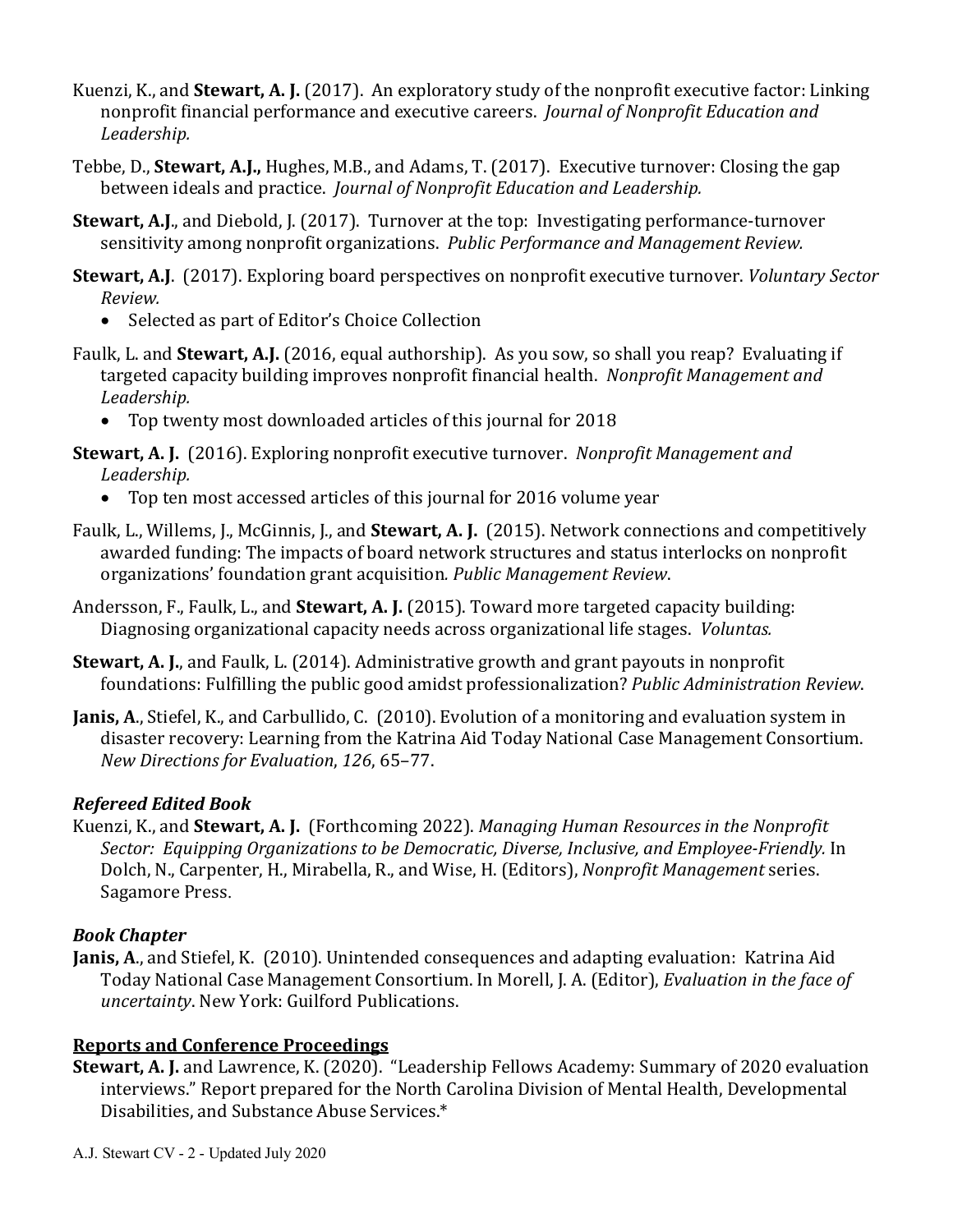Kuenzi, K., and **Stewart, A. J.** (2017). An exploratory study of the nonprofit executive factor: Linking nonprofit financial performance and executive careers. *Journal of Nonprofit Education and Leadership.*

Tebbe, D., **Stewart, A.J.,** Hughes, M.B., and Adams, T. (2017). Executive turnover: Closing the gap between ideals and practice. *Journal of Nonprofit Education and Leadership.*

**Stewart, A.J**., and Diebold, J. (2017). Turnover at the top: Investigating performance-turnover sensitivity among nonprofit organizations. *Public Performance and Management Review.*

**Stewart, A.J**. (2017). Exploring board perspectives on nonprofit executive turnover. *Voluntary Sector Review.*

- Selected as part of Editor's Choice Collection

Faulk, L. and **Stewart, A.J.** (2016, equal authorship). As you sow, so shall you reap? Evaluating if targeted capacity building improves nonprofit financial health. *Nonprofit Management and Leadership.*

- Top twenty most downloaded articles of this journal for 2018

**Stewart, A. J.** (2016). Exploring nonprofit executive turnover. *Nonprofit Management and Leadership.*

- Top ten most accessed articles of this journal for 2016 volume year

Faulk, L., Willems, J., McGinnis, J., and **Stewart, A. J.** (2015). Network connections and competitively awarded funding: The impacts of board network structures and status interlocks on nonprofit organizations' foundation grant acquisition*. Public Management Review*.

Andersson, F., Faulk, L., and **Stewart, A. J.** (2015). Toward more targeted capacity building: Diagnosing organizational capacity needs across organizational life stages. *Voluntas.*

**Stewart, A. J.**, and Faulk, L. (2014). Administrative growth and grant payouts in nonprofit foundations: Fulfilling the public good amidst professionalization? *Public Administration Review*.

**Janis, A**., Stiefel, K., and Carbullido, C. (2010). Evolution of a monitoring and evaluation system in disaster recovery: Learning from the Katrina Aid Today National Case Management Consortium. *New Directions for Evaluation*, *126*, 65–77.

### *Refereed Edited Book*

Kuenzi, K., and **Stewart, A. J.** (Forthcoming 2022). *Managing Human Resources in the Nonprofit Sector: Equipping Organizations to be Democratic, Diverse, Inclusive, and Employee-Friendly.* In Dolch, N., Carpenter, H., Mirabella, R., and Wise, H. (Editors), *Nonprofit Management* series. Sagamore Press.

### *Book Chapter*

**Janis, A**., and Stiefel, K. (2010). Unintended consequences and adapting evaluation: Katrina Aid Today National Case Management Consortium. In Morell, J. A. (Editor), *Evaluation in the face of uncertainty*. New York: Guilford Publications.

## Reports and Conference Proceedings

**Stewart, A. J.** and Lawrence, K. (2020). "Leadership Fellows Academy: Summary of 2020 evaluation interviews." Report prepared for the North Carolina Division of Mental Health, Developmental Disabilities, and Substance Abuse Services.*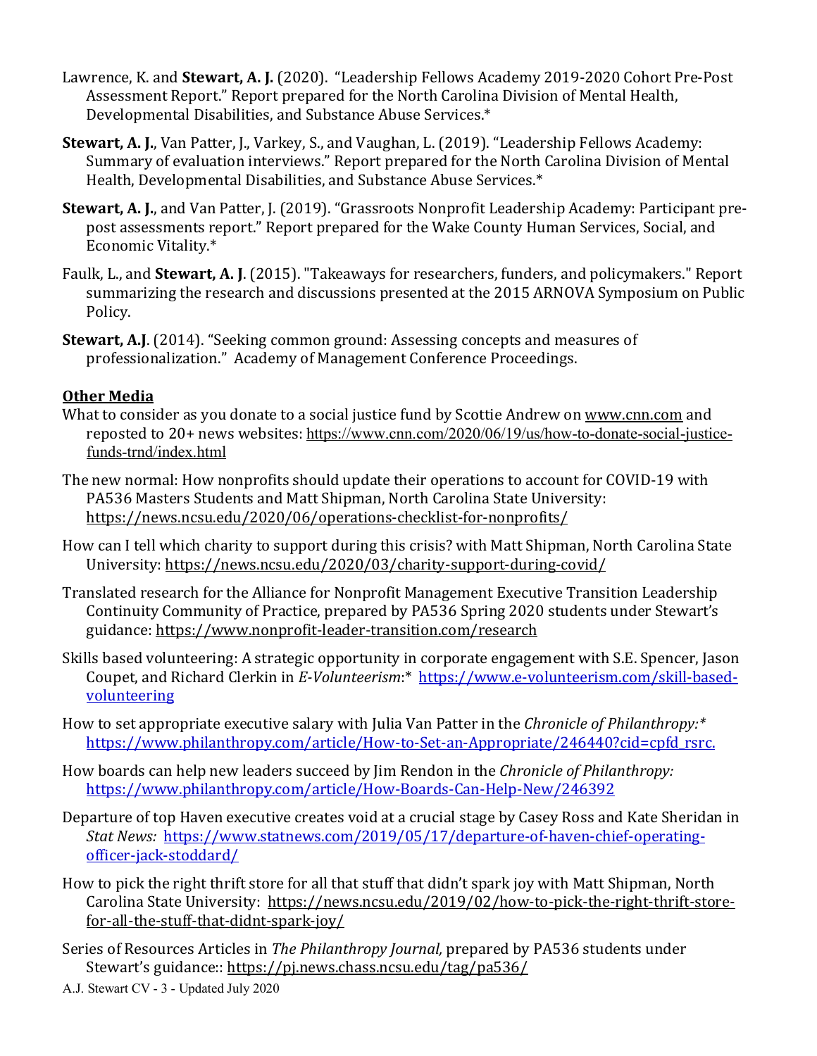Lawrence, K. and **Stewart, A. J.** (2020). "Leadership Fellows Academy 2019-2020 Cohort Pre-Post Assessment Report." Report prepared for the North Carolina Division of Mental Health, Developmental Disabilities, and Substance Abuse Services.*

**Stewart, A. J.**, Van Patter, J., Varkey, S., and Vaughan, L. (2019). "Leadership Fellows Academy: Summary of evaluation interviews." Report prepared for the North Carolina Division of Mental Health, Developmental Disabilities, and Substance Abuse Services.*

**Stewart, A. J.**, and Van Patter, J. (2019). "Grassroots Nonprofit Leadership Academy: Participant pre-post assessments report." Report prepared for the Wake County Human Services, Social, and Economic Vitality.*

Faulk, L., and **Stewart, A. J**. (2015). "Takeaways for researchers, funders, and policymakers." Report summarizing the research and discussions presented at the 2015 ARNOVA Symposium on Public Policy.

**Stewart, A.J**. (2014). "Seeking common ground: Assessing concepts and measures of professionalization." Academy of Management Conference Proceedings.

## Other Media

What to consider as you donate to a social justice fund by Scottie Andrew on www.cnn.com and reposted to 20+ news websites: https://www.cnn.com/2020/06/19/us/how-to-donate-social-justice-funds-trnd/index.html

The new normal: How nonprofits should update their operations to account for COVID-19 with PA536 Masters Students and Matt Shipman, North Carolina State University: https://news.ncsu.edu/2020/06/operations-checklist-for-nonprofits/

How can I tell which charity to support during this crisis? with Matt Shipman, North Carolina State University: https://news.ncsu.edu/2020/03/charity-support-during-covid/

Translated research for the Alliance for Nonprofit Management Executive Transition Leadership Continuity Community of Practice, prepared by PA536 Spring 2020 students under Stewart's guidance: https://www.nonprofit-leader-transition.com/research

Skills based volunteering: A strategic opportunity in corporate engagement with S.E. Spencer, Jason Coupet, and Richard Clerkin in *E-Volunteerism*:* https://www.e-volunteerism.com/skill-based-volunteering

How to set appropriate executive salary with Julia Van Patter in the *Chronicle of Philanthropy:** https://www.philanthropy.com/article/How-to-Set-an-Appropriate/246440?cid=cpfd_rsrc.

How boards can help new leaders succeed by Jim Rendon in the *Chronicle of Philanthropy:* https://www.philanthropy.com/article/How-Boards-Can-Help-New/246392

Departure of top Haven executive creates void at a crucial stage by Casey Ross and Kate Sheridan in *Stat News:* https://www.statnews.com/2019/05/17/departure-of-haven-chief-operating-officer-jack-stoddard/

How to pick the right thrift store for all that stuff that didn't spark joy with Matt Shipman, North Carolina State University: https://news.ncsu.edu/2019/02/how-to-pick-the-right-thrift-store-for-all-the-stuff-that-didnt-spark-joy/

Series of Resources Articles in *The Philanthropy Journal,* prepared by PA536 students under Stewart's guidance:: https://pj.news.chass.ncsu.edu/tag/pa536/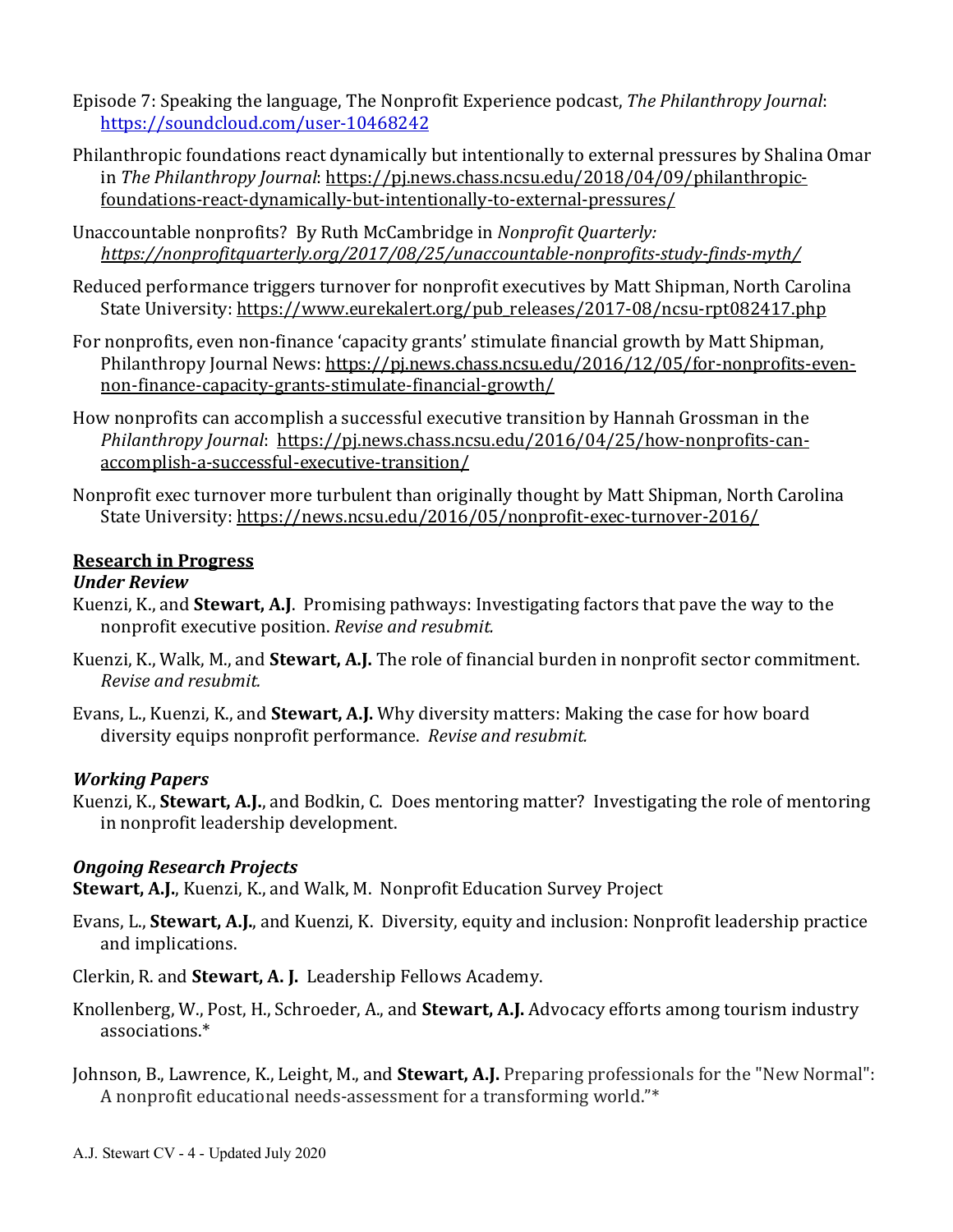Episode 7: Speaking the language, The Nonprofit Experience podcast, *The Philanthropy Journal*: https://soundcloud.com/user-10468242

Philanthropic foundations react dynamically but intentionally to external pressures by Shalina Omar in *The Philanthropy Journal*: https://pj.news.chass.ncsu.edu/2018/04/09/philanthropic-foundations-react-dynamically-but-intentionally-to-external-pressures/

Unaccountable nonprofits? By Ruth McCambridge in *Nonprofit Quarterly: https://nonprofitquarterly.org/2017/08/25/unaccountable-nonprofits-study-finds-myth/*

Reduced performance triggers turnover for nonprofit executives by Matt Shipman, North Carolina State University: https://www.eurekalert.org/pub_releases/2017-08/ncsu-rpt082417.php

For nonprofits, even non-finance 'capacity grants' stimulate financial growth by Matt Shipman, Philanthropy Journal News: https://pj.news.chass.ncsu.edu/2016/12/05/for-nonprofits-even-non-finance-capacity-grants-stimulate-financial-growth/

How nonprofits can accomplish a successful executive transition by Hannah Grossman in the *Philanthropy Journal*: https://pj.news.chass.ncsu.edu/2016/04/25/how-nonprofits-can-accomplish-a-successful-executive-transition/

Nonprofit exec turnover more turbulent than originally thought by Matt Shipman, North Carolina State University: https://news.ncsu.edu/2016/05/nonprofit-exec-turnover-2016/

## Research in Progress

### *Under Review*

Kuenzi, K., and **Stewart, A.J**. Promising pathways: Investigating factors that pave the way to the nonprofit executive position. *Revise and resubmit.*

Kuenzi, K., Walk, M., and **Stewart, A.J.** The role of financial burden in nonprofit sector commitment. *Revise and resubmit.*

Evans, L., Kuenzi, K., and **Stewart, A.J.** Why diversity matters: Making the case for how board diversity equips nonprofit performance. *Revise and resubmit.*

### *Working Papers*

Kuenzi, K., **Stewart, A.J.**, and Bodkin, C. Does mentoring matter? Investigating the role of mentoring in nonprofit leadership development.

### *Ongoing Research Projects*

**Stewart, A.J.**, Kuenzi, K., and Walk, M. Nonprofit Education Survey Project

Evans, L., **Stewart, A.J.**, and Kuenzi, K. Diversity, equity and inclusion: Nonprofit leadership practice and implications.

Clerkin, R. and **Stewart, A. J.** Leadership Fellows Academy.

Knollenberg, W., Post, H., Schroeder, A., and **Stewart, A.J.** Advocacy efforts among tourism industry associations.*

Johnson, B., Lawrence, K., Leight, M., and **Stewart, A.J.** Preparing professionals for the "New Normal": A nonprofit educational needs-assessment for a transforming world."*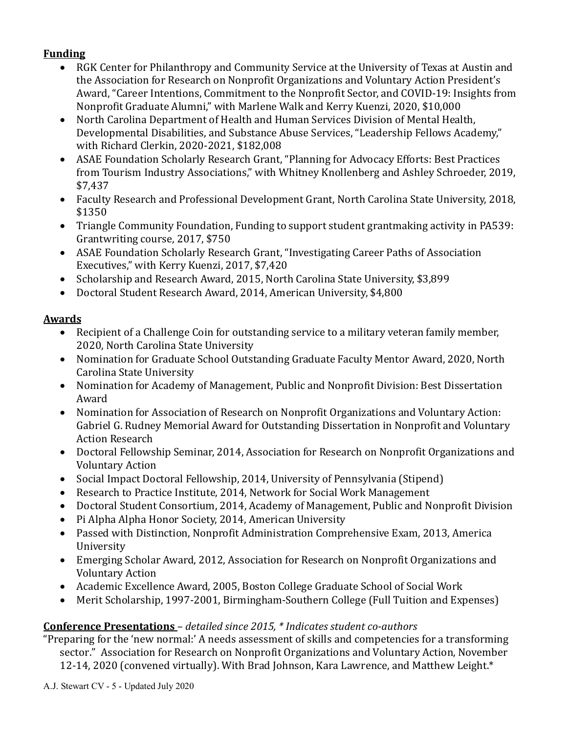**Funding**

- RGK Center for Philanthropy and Community Service at the University of Texas at Austin and the Association for Research on Nonprofit Organizations and Voluntary Action President's Award, "Career Intentions, Commitment to the Nonprofit Sector, and COVID-19: Insights from Nonprofit Graduate Alumni," with Marlene Walk and Kerry Kuenzi, 2020, $10,000
- North Carolina Department of Health and Human Services Division of Mental Health, Developmental Disabilities, and Substance Abuse Services, "Leadership Fellows Academy," with Richard Clerkin, 2020-2021, $182,008
- ASAE Foundation Scholarly Research Grant, "Planning for Advocacy Efforts: Best Practices from Tourism Industry Associations," with Whitney Knollenberg and Ashley Schroeder, 2019, $7,437
- Faculty Research and Professional Development Grant, North Carolina State University, 2018, $1350
- Triangle Community Foundation, Funding to support student grantmaking activity in PA539: Grantwriting course, 2017, $750
- ASAE Foundation Scholarly Research Grant, "Investigating Career Paths of Association Executives," with Kerry Kuenzi, 2017, $7,420
- Scholarship and Research Award, 2015, North Carolina State University, $3,899
- Doctoral Student Research Award, 2014, American University, $4,800

**Awards**

- Recipient of a Challenge Coin for outstanding service to a military veteran family member, 2020, North Carolina State University
- Nomination for Graduate School Outstanding Graduate Faculty Mentor Award, 2020, North Carolina State University
- Nomination for Academy of Management, Public and Nonprofit Division: Best Dissertation Award
- Nomination for Association of Research on Nonprofit Organizations and Voluntary Action: Gabriel G. Rudney Memorial Award for Outstanding Dissertation in Nonprofit and Voluntary Action Research
- Doctoral Fellowship Seminar, 2014, Association for Research on Nonprofit Organizations and Voluntary Action
- Social Impact Doctoral Fellowship, 2014, University of Pennsylvania (Stipend)
- Research to Practice Institute, 2014, Network for Social Work Management
- Doctoral Student Consortium, 2014, Academy of Management, Public and Nonprofit Division
- Pi Alpha Alpha Honor Society, 2014, American University
- Passed with Distinction, Nonprofit Administration Comprehensive Exam, 2013, America University
- Emerging Scholar Award, 2012, Association for Research on Nonprofit Organizations and Voluntary Action
- Academic Excellence Award, 2005, Boston College Graduate School of Social Work
- Merit Scholarship, 1997-2001, Birmingham-Southern College (Full Tuition and Expenses)

**Conference Presentations** – *detailed since 2015, * Indicates student co-authors*

"Preparing for the 'new normal:' A needs assessment of skills and competencies for a transforming sector." Association for Research on Nonprofit Organizations and Voluntary Action, November 12-14, 2020 (convened virtually). With Brad Johnson, Kara Lawrence, and Matthew Leight.*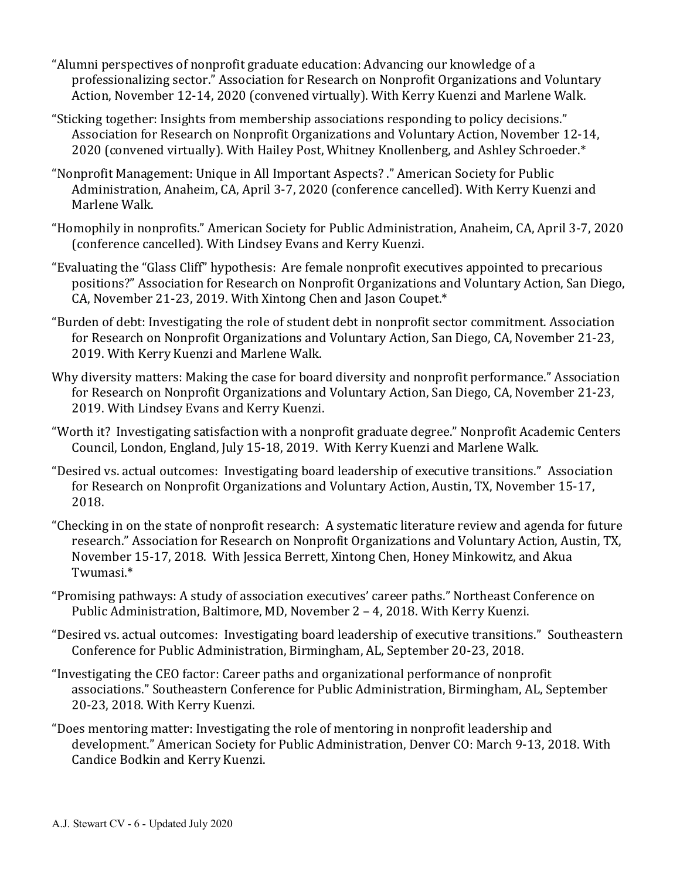"Alumni perspectives of nonprofit graduate education: Advancing our knowledge of a professionalizing sector." Association for Research on Nonprofit Organizations and Voluntary Action, November 12-14, 2020 (convened virtually). With Kerry Kuenzi and Marlene Walk.

"Sticking together: Insights from membership associations responding to policy decisions." Association for Research on Nonprofit Organizations and Voluntary Action, November 12-14, 2020 (convened virtually). With Hailey Post, Whitney Knollenberg, and Ashley Schroeder.*

"Nonprofit Management: Unique in All Important Aspects? ." American Society for Public Administration, Anaheim, CA, April 3-7, 2020 (conference cancelled). With Kerry Kuenzi and Marlene Walk.

"Homophily in nonprofits." American Society for Public Administration, Anaheim, CA, April 3-7, 2020 (conference cancelled). With Lindsey Evans and Kerry Kuenzi.

"Evaluating the "Glass Cliff" hypothesis: Are female nonprofit executives appointed to precarious positions?" Association for Research on Nonprofit Organizations and Voluntary Action, San Diego, CA, November 21-23, 2019. With Xintong Chen and Jason Coupet.*

"Burden of debt: Investigating the role of student debt in nonprofit sector commitment. Association for Research on Nonprofit Organizations and Voluntary Action, San Diego, CA, November 21-23, 2019. With Kerry Kuenzi and Marlene Walk.

Why diversity matters: Making the case for board diversity and nonprofit performance." Association for Research on Nonprofit Organizations and Voluntary Action, San Diego, CA, November 21-23, 2019. With Lindsey Evans and Kerry Kuenzi.

"Worth it? Investigating satisfaction with a nonprofit graduate degree." Nonprofit Academic Centers Council, London, England, July 15-18, 2019. With Kerry Kuenzi and Marlene Walk.

"Desired vs. actual outcomes: Investigating board leadership of executive transitions." Association for Research on Nonprofit Organizations and Voluntary Action, Austin, TX, November 15-17, 2018.

"Checking in on the state of nonprofit research: A systematic literature review and agenda for future research." Association for Research on Nonprofit Organizations and Voluntary Action, Austin, TX, November 15-17, 2018. With Jessica Berrett, Xintong Chen, Honey Minkowitz, and Akua Twumasi.*

"Promising pathways: A study of association executives' career paths." Northeast Conference on Public Administration, Baltimore, MD, November 2 – 4, 2018. With Kerry Kuenzi.

"Desired vs. actual outcomes: Investigating board leadership of executive transitions." Southeastern Conference for Public Administration, Birmingham, AL, September 20-23, 2018.

"Investigating the CEO factor: Career paths and organizational performance of nonprofit associations." Southeastern Conference for Public Administration, Birmingham, AL, September 20-23, 2018. With Kerry Kuenzi.

"Does mentoring matter: Investigating the role of mentoring in nonprofit leadership and development." American Society for Public Administration, Denver CO: March 9-13, 2018. With Candice Bodkin and Kerry Kuenzi.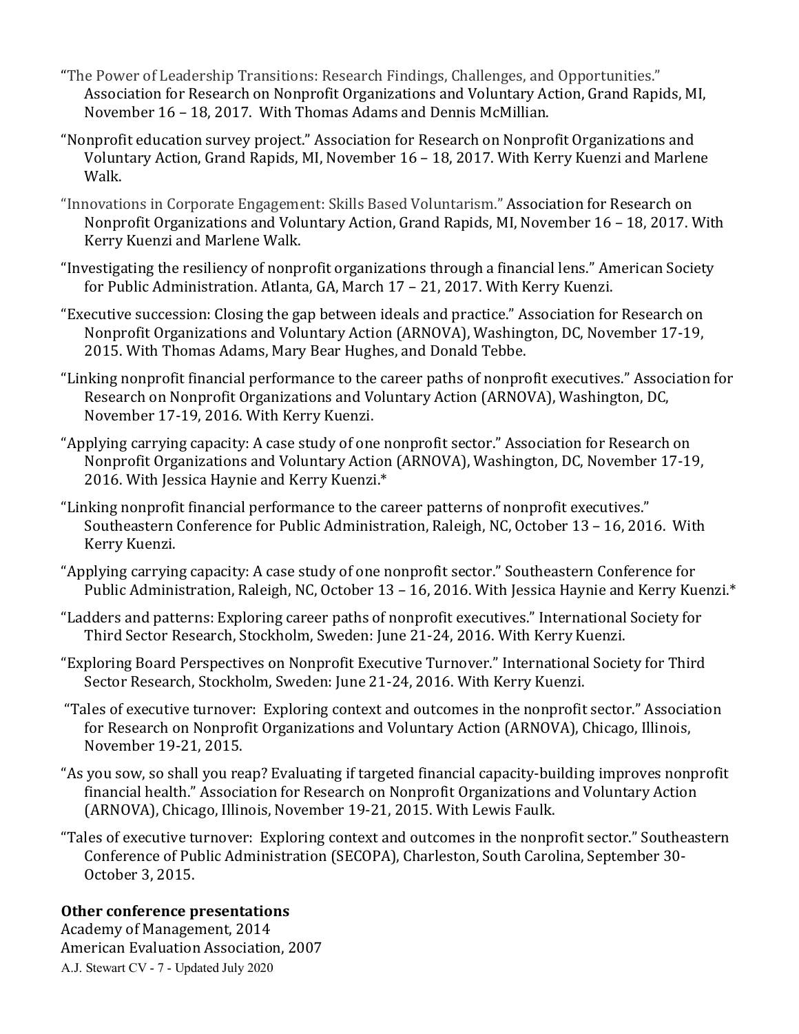"The Power of Leadership Transitions: Research Findings, Challenges, and Opportunities." Association for Research on Nonprofit Organizations and Voluntary Action, Grand Rapids, MI, November 16 – 18, 2017. With Thomas Adams and Dennis McMillian.

"Nonprofit education survey project." Association for Research on Nonprofit Organizations and Voluntary Action, Grand Rapids, MI, November 16 – 18, 2017. With Kerry Kuenzi and Marlene Walk.

"Innovations in Corporate Engagement: Skills Based Voluntarism." Association for Research on Nonprofit Organizations and Voluntary Action, Grand Rapids, MI, November 16 – 18, 2017. With Kerry Kuenzi and Marlene Walk.

"Investigating the resiliency of nonprofit organizations through a financial lens." American Society for Public Administration. Atlanta, GA, March 17 – 21, 2017. With Kerry Kuenzi.

"Executive succession: Closing the gap between ideals and practice." Association for Research on Nonprofit Organizations and Voluntary Action (ARNOVA), Washington, DC, November 17-19, 2015. With Thomas Adams, Mary Bear Hughes, and Donald Tebbe.

"Linking nonprofit financial performance to the career paths of nonprofit executives." Association for Research on Nonprofit Organizations and Voluntary Action (ARNOVA), Washington, DC, November 17-19, 2016. With Kerry Kuenzi.

"Applying carrying capacity: A case study of one nonprofit sector." Association for Research on Nonprofit Organizations and Voluntary Action (ARNOVA), Washington, DC, November 17-19, 2016. With Jessica Haynie and Kerry Kuenzi.*

"Linking nonprofit financial performance to the career patterns of nonprofit executives." Southeastern Conference for Public Administration, Raleigh, NC, October 13 – 16, 2016. With Kerry Kuenzi.

"Applying carrying capacity: A case study of one nonprofit sector." Southeastern Conference for Public Administration, Raleigh, NC, October 13 – 16, 2016. With Jessica Haynie and Kerry Kuenzi.*

"Ladders and patterns: Exploring career paths of nonprofit executives." International Society for Third Sector Research, Stockholm, Sweden: June 21-24, 2016. With Kerry Kuenzi.

"Exploring Board Perspectives on Nonprofit Executive Turnover." International Society for Third Sector Research, Stockholm, Sweden: June 21-24, 2016. With Kerry Kuenzi.

"Tales of executive turnover: Exploring context and outcomes in the nonprofit sector." Association for Research on Nonprofit Organizations and Voluntary Action (ARNOVA), Chicago, Illinois, November 19-21, 2015.

"As you sow, so shall you reap? Evaluating if targeted financial capacity-building improves nonprofit financial health." Association for Research on Nonprofit Organizations and Voluntary Action (ARNOVA), Chicago, Illinois, November 19-21, 2015. With Lewis Faulk.

"Tales of executive turnover: Exploring context and outcomes in the nonprofit sector." Southeastern Conference of Public Administration (SECOPA), Charleston, South Carolina, September 30-October 3, 2015.

**Other conference presentations**

Academy of Management, 2014

American Evaluation Association, 2007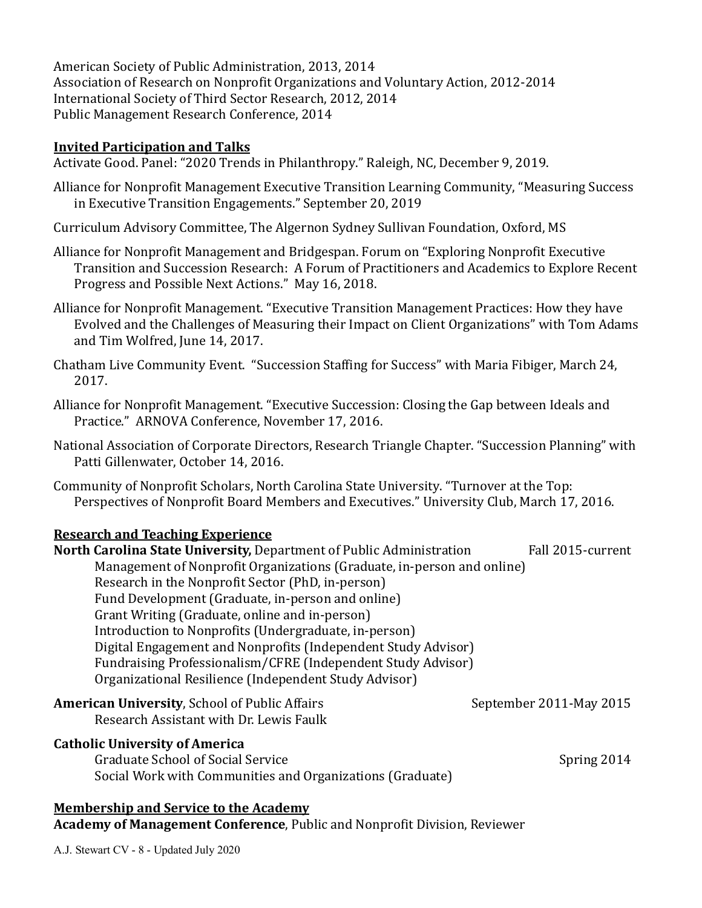American Society of Public Administration, 2013, 2014
Association of Research on Nonprofit Organizations and Voluntary Action, 2012-2014
International Society of Third Sector Research, 2012, 2014
Public Management Research Conference, 2014

## Invited Participation and Talks

Activate Good. Panel: "2020 Trends in Philanthropy." Raleigh, NC, December 9, 2019.

Alliance for Nonprofit Management Executive Transition Learning Community, "Measuring Success in Executive Transition Engagements." September 20, 2019

Curriculum Advisory Committee, The Algernon Sydney Sullivan Foundation, Oxford, MS

Alliance for Nonprofit Management and Bridgespan. Forum on "Exploring Nonprofit Executive Transition and Succession Research: A Forum of Practitioners and Academics to Explore Recent Progress and Possible Next Actions." May 16, 2018.

Alliance for Nonprofit Management. "Executive Transition Management Practices: How they have Evolved and the Challenges of Measuring their Impact on Client Organizations" with Tom Adams and Tim Wolfred, June 14, 2017.

Chatham Live Community Event. "Succession Staffing for Success" with Maria Fibiger, March 24, 2017.

Alliance for Nonprofit Management. "Executive Succession: Closing the Gap between Ideals and Practice." ARNOVA Conference, November 17, 2016.

National Association of Corporate Directors, Research Triangle Chapter. "Succession Planning" with Patti Gillenwater, October 14, 2016.

Community of Nonprofit Scholars, North Carolina State University. "Turnover at the Top: Perspectives of Nonprofit Board Members and Executives." University Club, March 17, 2016.

## Research and Teaching Experience

**North Carolina State University,** Department of Public Administration — Fall 2015-current
- Management of Nonprofit Organizations (Graduate, in-person and online)
- Research in the Nonprofit Sector (PhD, in-person)
- Fund Development (Graduate, in-person and online)
- Grant Writing (Graduate, online and in-person)
- Introduction to Nonprofits (Undergraduate, in-person)
- Digital Engagement and Nonprofits (Independent Study Advisor)
- Fundraising Professionalism/CFRE (Independent Study Advisor)
- Organizational Resilience (Independent Study Advisor)

**American University**, School of Public Affairs — September 2011-May 2015
- Research Assistant with Dr. Lewis Faulk

**Catholic University of America**
- Graduate School of Social Service — Spring 2014
- Social Work with Communities and Organizations (Graduate)

## Membership and Service to the Academy

**Academy of Management Conference**, Public and Nonprofit Division, Reviewer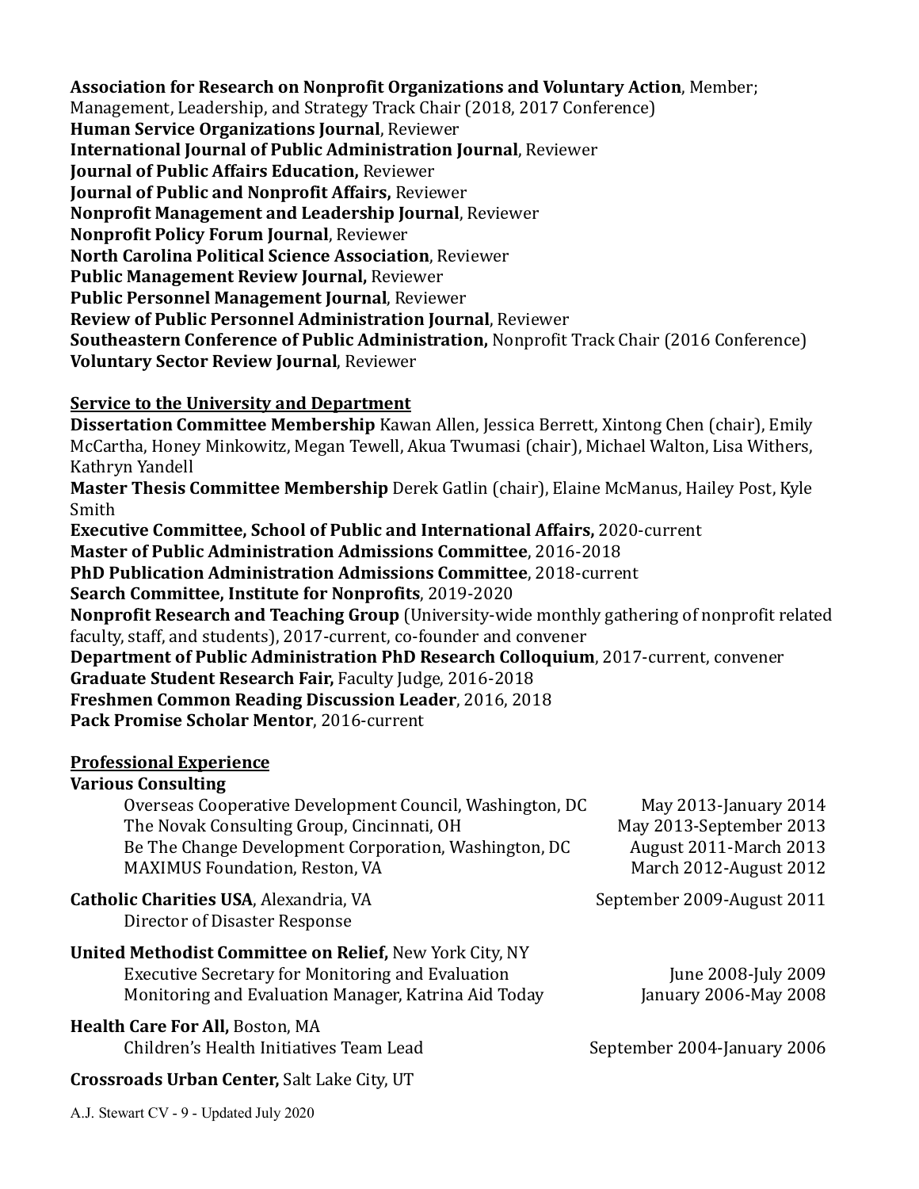**Association for Research on Nonprofit Organizations and Voluntary Action**, Member; Management, Leadership, and Strategy Track Chair (2018, 2017 Conference)
**Human Service Organizations Journal**, Reviewer
**International Journal of Public Administration Journal**, Reviewer
**Journal of Public Affairs Education,** Reviewer
**Journal of Public and Nonprofit Affairs,** Reviewer
**Nonprofit Management and Leadership Journal**, Reviewer
**Nonprofit Policy Forum Journal**, Reviewer
**North Carolina Political Science Association**, Reviewer
**Public Management Review Journal,** Reviewer
**Public Personnel Management Journal**, Reviewer
**Review of Public Personnel Administration Journal**, Reviewer
**Southeastern Conference of Public Administration,** Nonprofit Track Chair (2016 Conference)
**Voluntary Sector Review Journal**, Reviewer

## Service to the University and Department

**Dissertation Committee Membership** Kawan Allen, Jessica Berrett, Xintong Chen (chair), Emily McCartha, Honey Minkowitz, Megan Tewell, Akua Twumasi (chair), Michael Walton, Lisa Withers, Kathryn Yandell
**Master Thesis Committee Membership** Derek Gatlin (chair), Elaine McManus, Hailey Post, Kyle Smith
**Executive Committee, School of Public and International Affairs,** 2020-current
**Master of Public Administration Admissions Committee**, 2016-2018
**PhD Publication Administration Admissions Committee**, 2018-current
**Search Committee, Institute for Nonprofits**, 2019-2020
**Nonprofit Research and Teaching Group** (University-wide monthly gathering of nonprofit related faculty, staff, and students), 2017-current, co-founder and convener
**Department of Public Administration PhD Research Colloquium**, 2017-current, convener
**Graduate Student Research Fair,** Faculty Judge, 2016-2018
**Freshmen Common Reading Discussion Leader**, 2016, 2018
**Pack Promise Scholar Mentor**, 2016-current

## Professional Experience

**Various Consulting**
- Overseas Cooperative Development Council, Washington, DC — May 2013-January 2014
- The Novak Consulting Group, Cincinnati, OH — May 2013-September 2013
- Be The Change Development Corporation, Washington, DC — August 2011-March 2013
- MAXIMUS Foundation, Reston, VA — March 2012-August 2012

**Catholic Charities USA**, Alexandria, VA — September 2009-August 2011
- Director of Disaster Response

**United Methodist Committee on Relief,** New York City, NY
- Executive Secretary for Monitoring and Evaluation — June 2008-July 2009
- Monitoring and Evaluation Manager, Katrina Aid Today — January 2006-May 2008

**Health Care For All,** Boston, MA
- Children's Health Initiatives Team Lead — September 2004-January 2006

**Crossroads Urban Center,** Salt Lake City, UT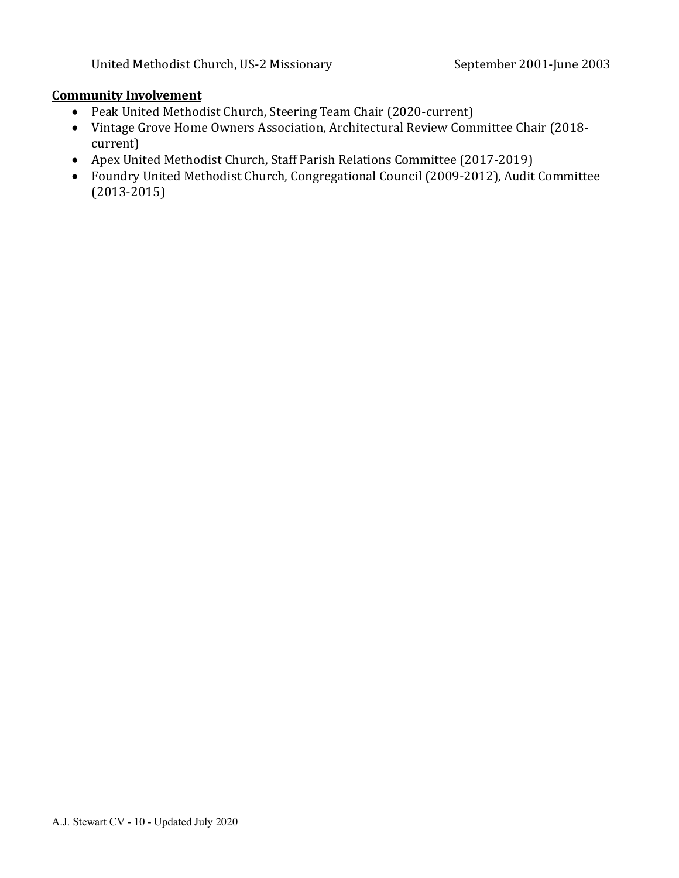United Methodist Church, US-2 Missionary September 2001-June 2003

**Community Involvement**

- Peak United Methodist Church, Steering Team Chair (2020-current)
- Vintage Grove Home Owners Association, Architectural Review Committee Chair (2018-current)
- Apex United Methodist Church, Staff Parish Relations Committee (2017-2019)
- Foundry United Methodist Church, Congregational Council (2009-2012), Audit Committee (2013-2015)